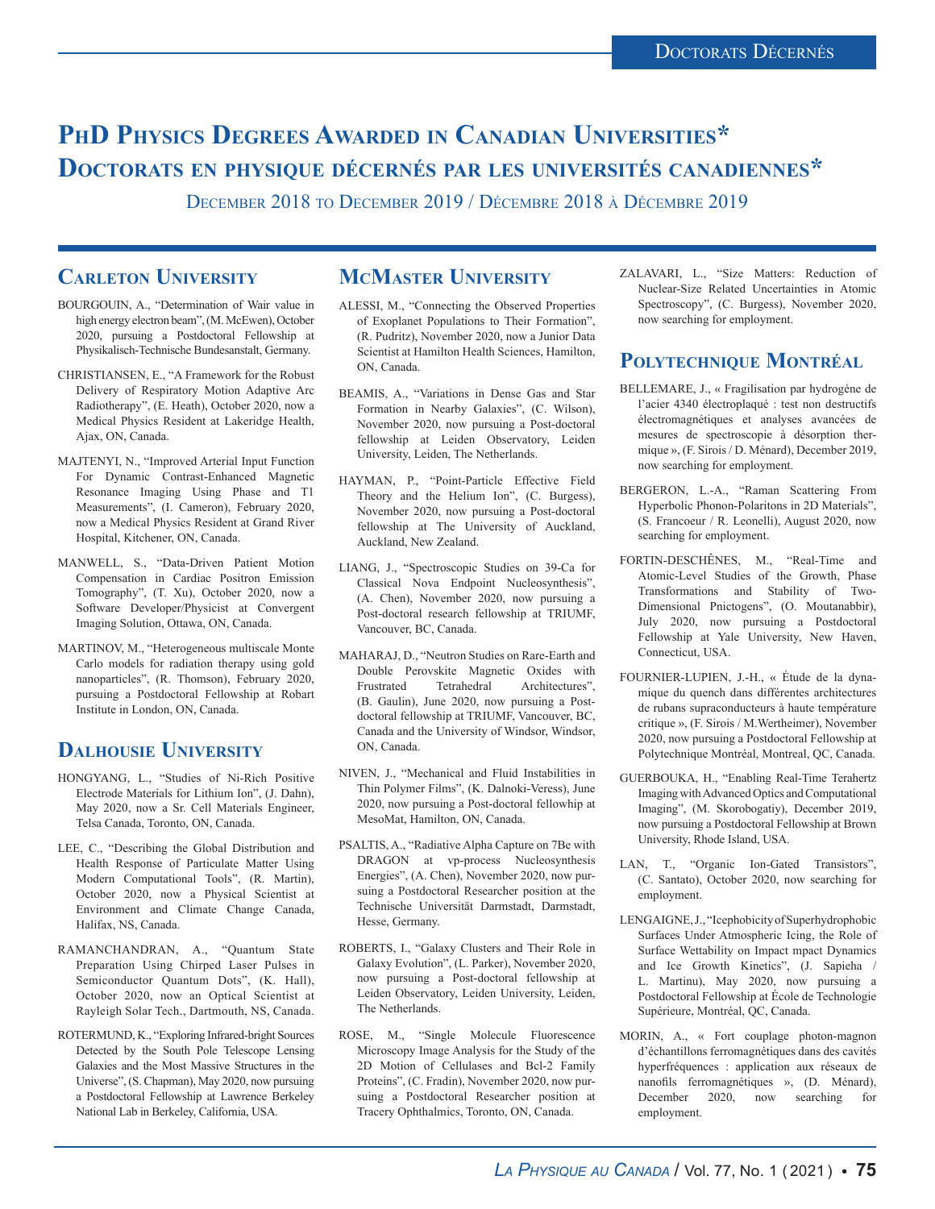# PhD Physics Degrees Awarded in Canadian Universities*
# Doctorats en physique décernés par les universités canadiennes*

December 2018 to December 2019 / Décembre 2018 à Décembre 2019

## Carleton University

BOURGOUIN, A., "Determination of Wair value in high energy electron beam", (M. McEwen), October 2020, pursuing a Postdoctoral Fellowship at Physikalisch-Technische Bundesanstalt, Germany.

CHRISTIANSEN, E., "A Framework for the Robust Delivery of Respiratory Motion Adaptive Arc Radiotherapy", (E. Heath), October 2020, now a Medical Physics Resident at Lakeridge Health, Ajax, ON, Canada.

MAJTENYI, N., "Improved Arterial Input Function For Dynamic Contrast-Enhanced Magnetic Resonance Imaging Using Phase and T1 Measurements", (I. Cameron), February 2020, now a Medical Physics Resident at Grand River Hospital, Kitchener, ON, Canada.

MANWELL, S., "Data-Driven Patient Motion Compensation in Cardiac Positron Emission Tomography", (T. Xu), October 2020, now a Software Developer/Physicist at Convergent Imaging Solution, Ottawa, ON, Canada.

MARTINOV, M., "Heterogeneous multiscale Monte Carlo models for radiation therapy using gold nanoparticles", (R. Thomson), February 2020, pursuing a Postdoctoral Fellowship at Robart Institute in London, ON, Canada.

## Dalhousie University

HONGYANG, L., "Studies of Ni-Rich Positive Electrode Materials for Lithium Ion", (J. Dahn), May 2020, now a Sr. Cell Materials Engineer, Telsa Canada, Toronto, ON, Canada.

LEE, C., "Describing the Global Distribution and Health Response of Particulate Matter Using Modern Computational Tools", (R. Martin), October 2020, now a Physical Scientist at Environment and Climate Change Canada, Halifax, NS, Canada.

RAMANCHANDRAN, A., "Quantum State Preparation Using Chirped Laser Pulses in Semiconductor Quantum Dots", (K. Hall), October 2020, now an Optical Scientist at Rayleigh Solar Tech., Dartmouth, NS, Canada.

ROTERMUND, K., "Exploring Infrared-bright Sources Detected by the South Pole Telescope Lensing Galaxies and the Most Massive Structures in the Universe", (S. Chapman), May 2020, now pursuing a Postdoctoral Fellowship at Lawrence Berkeley National Lab in Berkeley, California, USA.

## McMaster University

ALESSI, M., "Connecting the Observed Properties of Exoplanet Populations to Their Formation", (R. Pudritz), November 2020, now a Junior Data Scientist at Hamilton Health Sciences, Hamilton, ON, Canada.

BEAMIS, A., "Variations in Dense Gas and Star Formation in Nearby Galaxies", (C. Wilson), November 2020, now pursuing a Post-doctoral fellowship at Leiden Observatory, Leiden University, Leiden, The Netherlands.

HAYMAN, P., "Point-Particle Effective Field Theory and the Helium Ion", (C. Burgess), November 2020, now pursuing a Post-doctoral fellowship at The University of Auckland, Auckland, New Zealand.

LIANG, J., "Spectroscopic Studies on 39-Ca for Classical Nova Endpoint Nucleosynthesis", (A. Chen), November 2020, now pursuing a Post-doctoral research fellowship at TRIUMF, Vancouver, BC, Canada.

MAHARAJ, D., "Neutron Studies on Rare-Earth and Double Perovskite Magnetic Oxides with Frustrated Tetrahedral Architectures", (B. Gaulin), June 2020, now pursuing a Post-doctoral fellowship at TRIUMF, Vancouver, BC, Canada and the University of Windsor, Windsor, ON, Canada.

NIVEN, J., "Mechanical and Fluid Instabilities in Thin Polymer Films", (K. Dalnoki-Veress), June 2020, now pursuing a Post-doctoral fellowhip at MesoMat, Hamilton, ON, Canada.

PSALTIS, A., "Radiative Alpha Capture on 7Be with DRAGON at vp-process Nucleosynthesis Energies", (A. Chen), November 2020, now pursuing a Postdoctoral Researcher position at the Technische Universität Darmstadt, Darmstadt, Hesse, Germany.

ROBERTS, I., "Galaxy Clusters and Their Role in Galaxy Evolution", (L. Parker), November 2020, now pursuing a Post-doctoral fellowship at Leiden Observatory, Leiden University, Leiden, The Netherlands.

ROSE, M., "Single Molecule Fluorescence Microscopy Image Analysis for the Study of the 2D Motion of Cellulases and Bcl-2 Family Proteins", (C. Fradin), November 2020, now pursuing a Postdoctoral Researcher position at Tracery Ophthalmics, Toronto, ON, Canada.

ZALAVARI, L., "Size Matters: Reduction of Nuclear-Size Related Uncertainties in Atomic Spectroscopy", (C. Burgess), November 2020, now searching for employment.

## Polytechnique Montréal

BELLEMARE, J., « Fragilisation par hydrogène de l'acier 4340 électroplaqué : test non destructifs électromagnétiques et analyses avancées de mesures de spectroscopie à désorption thermique », (F. Sirois / D. Ménard), December 2019, now searching for employment.

BERGERON, L.-A., "Raman Scattering From Hyperbolic Phonon-Polaritons in 2D Materials", (S. Francoeur / R. Leonelli), August 2020, now searching for employment.

FORTIN-DESCHÊNES, M., "Real-Time and Atomic-Level Studies of the Growth, Phase Transformations and Stability of Two-Dimensional Pnictogens", (O. Moutanabbir), July 2020, now pursuing a Postdoctoral Fellowship at Yale University, New Haven, Connecticut, USA.

FOURNIER-LUPIEN, J.-H., « Étude de la dynamique du quench dans différentes architectures de rubans supraconducteurs à haute température critique », (F. Sirois / M.Wertheimer), November 2020, now pursuing a Postdoctoral Fellowship at Polytechnique Montréal, Montreal, QC, Canada.

GUERBOUKA, H., "Enabling Real-Time Terahertz Imaging with Advanced Optics and Computational Imaging", (M. Skorobogatiy), December 2019, now pursuing a Postdoctoral Fellowship at Brown University, Rhode Island, USA.

LAN, T., "Organic Ion-Gated Transistors", (C. Santato), October 2020, now searching for employment.

LENGAIGNE, J., "Icephobicity of Superhydrophobic Surfaces Under Atmospheric Icing, the Role of Surface Wettability on Impact mpact Dynamics and Ice Growth Kinetics", (J. Sapieha / L. Martinu), May 2020, now pursuing a Postdoctoral Fellowship at École de Technologie Supérieure, Montréal, QC, Canada.

MORIN, A., « Fort couplage photon-magnon d'échantillons ferromagnétiques dans des cavités hyperfréquences : application aux réseaux de nanofils ferromagnétiques », (D. Ménard), December 2020, now searching for employment.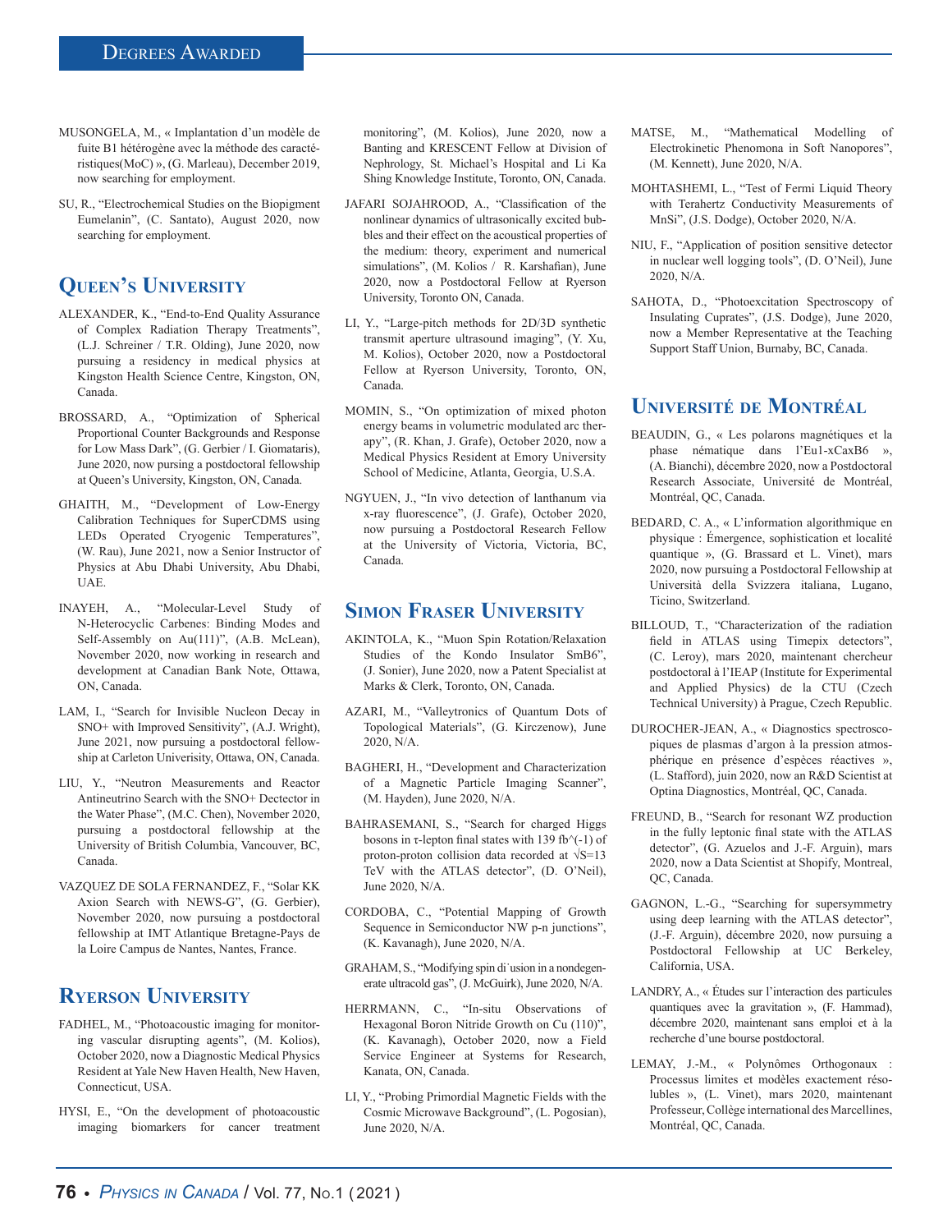MUSONGELA, M., « Implantation d'un modèle de fuite B1 hétérogène avec la méthode des caractéristiques(MoC) », (G. Marleau), December 2019, now searching for employment.

SU, R., "Electrochemical Studies on the Biopigment Eumelanin", (C. Santato), August 2020, now searching for employment.

## Queen's University

ALEXANDER, K., "End-to-End Quality Assurance of Complex Radiation Therapy Treatments", (L.J. Schreiner / T.R. Olding), June 2020, now pursuing a residency in medical physics at Kingston Health Science Centre, Kingston, ON, Canada.

BROSSARD, A., "Optimization of Spherical Proportional Counter Backgrounds and Response for Low Mass Dark", (G. Gerbier / I. Giomataris), June 2020, now pursing a postdoctoral fellowship at Queen's University, Kingston, ON, Canada.

GHAITH, M., "Development of Low-Energy Calibration Techniques for SuperCDMS using LEDs Operated Cryogenic Temperatures", (W. Rau), June 2021, now a Senior Instructor of Physics at Abu Dhabi University, Abu Dhabi, UAE.

INAYEH, A., "Molecular-Level Study of N-Heterocycle Carbenes: Binding Modes and Self-Assembly on Au(111)", (A.B. McLean), November 2020, now working in research and development at Canadian Bank Note, Ottawa, ON, Canada.

LAM, I., "Search for Invisible Nucleon Decay in SNO+ with Improved Sensitivity", (A.J. Wright), June 2021, now pursuing a postdoctoral fellowship at Carleton Univerisity, Ottawa, ON, Canada.

LIU, Y., "Neutron Measurements and Reactor Antineutrino Search with the SNO+ Dectector in the Water Phase", (M.C. Chen), November 2020, pursuing a postdoctoral fellowship at the University of British Columbia, Vancouver, BC, Canada.

VAZQUEZ DE SOLA FERNANDEZ, F., "Solar KK Axion Search with NEWS-G", (G. Gerbier), November 2020, now pursuing a postdoctoral fellowship at IMT Atlantique Bretagne-Pays de la Loire Campus de Nantes, Nantes, France.

## Ryerson University

FADHEL, M., "Photoacoustic imaging for monitoring vascular disrupting agents", (M. Kolios), October 2020, now a Diagnostic Medical Physics Resident at Yale New Haven Health, New Haven, Connecticut, USA.

HYSI, E., "On the development of photoacoustic imaging biomarkers for cancer treatment monitoring", (M. Kolios), June 2020, now a Banting and KRESCENT Fellow at Division of Nephrology, St. Michael's Hospital and Li Ka Shing Knowledge Institute, Toronto, ON, Canada.

JAFARI SOJAHROOD, A., "Classification of the nonlinear dynamics of ultrasonically excited bubbles and their effect on the acoustical properties of the medium: theory, experiment and numerical simulations", (M. Kolios / R. Karshafian), June 2020, now a Postdoctoral Fellow at Ryerson University, Toronto ON, Canada.

LI, Y., "Large-pitch methods for 2D/3D synthetic transmit aperture ultrasound imaging", (Y. Xu, M. Kolios), October 2020, now a Postdoctoral Fellow at Ryerson University, Toronto, ON, Canada.

MOMIN, S., "On optimization of mixed photon energy beams in volumetric modulated arc therapy", (R. Khan, J. Grafe), October 2020, now a Medical Physics Resident at Emory University School of Medicine, Atlanta, Georgia, U.S.A.

NGYUEN, J., "In vivo detection of lanthanum via x-ray fluorescence", (J. Grafe), October 2020, now pursuing a Postdoctoral Research Fellow at the University of Victoria, Victoria, BC, Canada.

## Simon Fraser University

AKINTOLA, K., "Muon Spin Rotation/Relaxation Studies of the Kondo Insulator SmB6", (J. Sonier), June 2020, now a Patent Specialist at Marks & Clerk, Toronto, ON, Canada.

AZARI, M., "Valleytronics of Quantum Dots of Topological Materials", (G. Kirczenow), June 2020, N/A.

BAGHERI, H., "Development and Characterization of a Magnetic Particle Imaging Scanner", (M. Hayden), June 2020, N/A.

BAHRASEMANI, S., "Search for charged Higgs bosons in τ-lepton final states with 139 fb^(-1) of proton-proton collision data recorded at √S=13 TeV with the ATLAS detector", (D. O'Neil), June 2020, N/A.

CORDOBA, C., "Potential Mapping of Growth Sequence in Semiconductor NW p-n junctions", (K. Kavanagh), June 2020, N/A.

GRAHAM, S., "Modifying spin di˙usion in a nondegenerate ultracold gas", (J. McGuirk), June 2020, N/A.

HERRMANN, C., "In-situ Observations of Hexagonal Boron Nitride Growth on Cu (110)", (K. Kavanagh), October 2020, now a Field Service Engineer at Systems for Research, Kanata, ON, Canada.

LI, Y., "Probing Primordial Magnetic Fields with the Cosmic Microwave Background", (L. Pogosian), June 2020, N/A.

MATSE, M., "Mathematical Modelling of Electrokinetic Phenomena in Soft Nanopores", (M. Kennett), June 2020, N/A.

MOHTASHEMI, L., "Test of Fermi Liquid Theory with Terahertz Conductivity Measurements of MnSi", (J.S. Dodge), October 2020, N/A.

NIU, F., "Application of position sensitive detector in nuclear well logging tools", (D. O'Neil), June 2020, N/A.

SAHOTA, D., "Photoexcitation Spectroscopy of Insulating Cuprates", (J.S. Dodge), June 2020, now a Member Representative at the Teaching Support Staff Union, Burnaby, BC, Canada.

## Université de Montréal

BEAUDIN, G., « Les polarons magnétiques et la phase nématique dans l'Eu1-xCaxB6 », (A. Bianchi), décembre 2020, now a Postdoctoral Research Associate, Université de Montréal, Montréal, QC, Canada.

BEDARD, C. A., « L'information algorithmique en physique : Émergence, sophistication et localité quantique », (G. Brassard et L. Vinet), mars 2020, now pursuing a Postdoctoral Fellowship at Università della Svizzera italiana, Lugano, Ticino, Switzerland.

BILLOUD, T., "Characterization of the radiation field in ATLAS using Timepix detectors", (C. Leroy), mars 2020, maintenant chercheur postdoctoral à l'IEAP (Institute for Experimental and Applied Physics) de la CTU (Czech Technical University) à Prague, Czech Republic.

DUROCHER-JEAN, A., « Diagnostics spectroscopiques de plasmas d'argon à la pression atmosphérique en présence d'espèces réactives », (L. Stafford), juin 2020, now an R&D Scientist at Optina Diagnostics, Montréal, QC, Canada.

FREUND, B., "Search for resonant WZ production in the fully leptonic final state with the ATLAS detector", (G. Azuelos and J.-F. Arguin), mars 2020, now a Data Scientist at Shopify, Montreal, QC, Canada.

GAGNON, L.-G., "Searching for supersymmetry using deep learning with the ATLAS detector", (J.-F. Arguin), décembre 2020, now pursuing a Postdoctoral Fellowship at UC Berkeley, California, USA.

LANDRY, A., « Études sur l'interaction des particules quantiques avec la gravitation », (F. Hammad), décembre 2020, maintenant sans emploi et à la recherche d'une bourse postdoctoral.

LEMAY, J.-M., « Polynômes Orthogonaux : Processus limites et modèles exactement résolubles », (L. Vinet), mars 2020, maintenant Professeur, Collège international des Marcellines, Montréal, QC, Canada.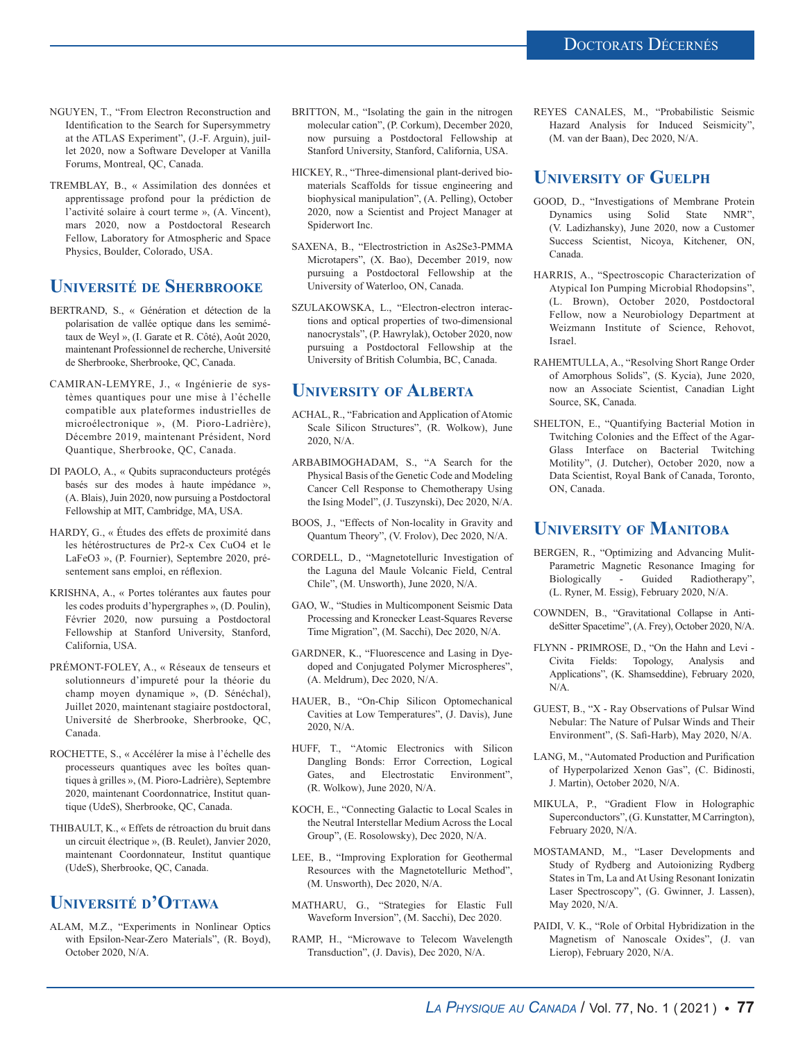NGUYEN, T., "From Electron Reconstruction and Identification to the Search for Supersymmetry at the ATLAS Experiment", (J.-F. Arguin), juillet 2020, now a Software Developer at Vanilla Forums, Montreal, QC, Canada.

TREMBLAY, B., « Assimilation des données et apprentissage profond pour la prédiction de l'activité solaire à court terme », (A. Vincent), mars 2020, now a Postdoctoral Research Fellow, Laboratory for Atmospheric and Space Physics, Boulder, Colorado, USA.

## Université de Sherbrooke

BERTRAND, S., « Génération et détection de la polarisation de vallée optique dans les semimétaux de Weyl », (I. Garate et R. Côté), Août 2020, maintenant Professionnel de recherche, Université de Sherbrooke, Sherbrooke, QC, Canada.

CAMIRAN-LEMYRE, J., « Ingénierie de systèmes quantiques pour une mise à l'échelle compatible aux plateformes industrielles de microélectronique », (M. Pioro-Ladrière), Décembre 2019, maintenant Président, Nord Quantique, Sherbrooke, QC, Canada.

DI PAOLO, A., « Qubits supraconducteurs protégés basés sur des modes à haute impédance », (A. Blais), Juin 2020, now pursuing a Postdoctoral Fellowship at MIT, Cambridge, MA, USA.

HARDY, G., « Études des effets de proximité dans les hétérostructures de Pr2-x Cex CuO4 et le LaFeO3 », (P. Fournier), Septembre 2020, présentement sans emploi, en réflexion.

KRISHNA, A., « Portes tolérantes aux fautes pour les codes produits d'hypergraphes », (D. Poulin), Février 2020, now pursuing a Postdoctoral Fellowship at Stanford University, Stanford, California, USA.

PRÉMONT-FOLEY, A., « Réseaux de tenseurs et solutionneurs d'impureté pour la théorie du champ moyen dynamique », (D. Sénéchal), Juillet 2020, maintenant stagiaire postdoctoral, Université de Sherbrooke, Sherbrooke, QC, Canada.

ROCHETTE, S., « Accélérer la mise à l'échelle des processeurs quantiques avec les boîtes quantiques à grilles », (M. Pioro-Ladrière), Septembre 2020, maintenant Coordonnatrice, Institut quantique (UdeS), Sherbrooke, QC, Canada.

THIBAULT, K., « Effets de rétroaction du bruit dans un circuit électrique », (B. Reulet), Janvier 2020, maintenant Coordonnateur, Institut quantique (UdeS), Sherbrooke, QC, Canada.

## Université d'Ottawa

ALAM, M.Z., "Experiments in Nonlinear Optics with Epsilon-Near-Zero Materials", (R. Boyd), October 2020, N/A.

BRITTON, M., "Isolating the gain in the nitrogen molecular cation", (P. Corkum), December 2020, now pursuing a Postdoctoral Fellowship at Stanford University, Stanford, California, USA.

HICKEY, R., "Three-dimensional plant-derived biomaterials Scaffolds for tissue engineering and biophysical manipulation", (A. Pelling), October 2020, now a Scientist and Project Manager at Spiderwort Inc.

SAXENA, B., "Electrostriction in As2Se3-PMMA Microtapers", (X. Bao), December 2019, now pursuing a Postdoctoral Fellowship at the University of Waterloo, ON, Canada.

SZULAKOWSKA, L., "Electron-electron interactions and optical properties of two-dimensional nanocrystals", (P. Hawrylak), October 2020, now pursuing a Postdoctoral Fellowship at the University of British Columbia, BC, Canada.

## University of Alberta

ACHAL, R., "Fabrication and Application of Atomic Scale Silicon Structures", (R. Wolkow), June 2020, N/A.

ARBABIMOGHADAM, S., "A Search for the Physical Basis of the Genetic Code and Modeling Cancer Cell Response to Chemotherapy Using the Ising Model", (J. Tuszynski), Dec 2020, N/A.

BOOS, J., "Effects of Non-locality in Gravity and Quantum Theory", (V. Frolov), Dec 2020, N/A.

CORDELL, D., "Magnetotelluric Investigation of the Laguna del Maule Volcanic Field, Central Chile", (M. Unsworth), June 2020, N/A.

GAO, W., "Studies in Multicomponent Seismic Data Processing and Kronecker Least-Squares Reverse Time Migration", (M. Sacchi), Dec 2020, N/A.

GARDNER, K., "Fluorescence and Lasing in Dye-doped and Conjugated Polymer Microspheres", (A. Meldrum), Dec 2020, N/A.

HAUER, B., "On-Chip Silicon Optomechanical Cavities at Low Temperatures", (J. Davis), June 2020, N/A.

HUFF, T., "Atomic Electronics with Silicon Dangling Bonds: Error Correction, Logical Gates, and Electrostatic Environment", (R. Wolkow), June 2020, N/A.

KOCH, E., "Connecting Galactic to Local Scales in the Neutral Interstellar Medium Across the Local Group", (E. Rosolowsky), Dec 2020, N/A.

LEE, B., "Improving Exploration for Geothermal Resources with the Magnetotelluric Method", (M. Unsworth), Dec 2020, N/A.

MATHARU, G., "Strategies for Elastic Full Waveform Inversion", (M. Sacchi), Dec 2020.

RAMP, H., "Microwave to Telecom Wavelength Transduction", (J. Davis), Dec 2020, N/A.

REYES CANALES, M., "Probabilistic Seismic Hazard Analysis for Induced Seismicity", (M. van der Baan), Dec 2020, N/A.

## University of Guelph

GOOD, D., "Investigations of Membrane Protein Dynamics using Solid State NMR", (V. Ladizhansky), June 2020, now a Customer Success Scientist, Nicoya, Kitchener, ON, Canada.

HARRIS, A., "Spectroscopic Characterization of Atypical Ion Pumping Microbial Rhodopsins", (L. Brown), October 2020, Postdoctoral Fellow, now a Neurobiology Department at Weizmann Institute of Science, Rehovot, Israel.

RAHEMTULLA, A., "Resolving Short Range Order of Amorphous Solids", (S. Kycia), June 2020, now an Associate Scientist, Canadian Light Source, SK, Canada.

SHELTON, E., "Quantifying Bacterial Motion in Twitching Colonies and the Effect of the Agar-Glass Interface on Bacterial Twitching Motility", (J. Dutcher), October 2020, now a Data Scientist, Royal Bank of Canada, Toronto, ON, Canada.

## University of Manitoba

BERGEN, R., "Optimizing and Advancing Mulit-Parametric Magnetic Resonance Imaging for Biologically - Guided Radiotherapy", (L. Ryner, M. Essig), February 2020, N/A.

COWNDEN, B., "Gravitational Collapse in Anti-deSitter Spacetime", (A. Frey), October 2020, N/A.

FLYNN - PRIMROSE, D., "On the Hahn and Levi - Civita Fields: Topology, Analysis and Applications", (K. Shamseddine), February 2020, N/A.

GUEST, B., "X - Ray Observations of Pulsar Wind Nebular: The Nature of Pulsar Winds and Their Environment", (S. Safi-Harb), May 2020, N/A.

LANG, M., "Automated Production and Purification of Hyperpolarized Xenon Gas", (C. Bidinosti, J. Martin), October 2020, N/A.

MIKULA, P., "Gradient Flow in Holographic Superconductors", (G. Kunstatter, M Carrington), February 2020, N/A.

MOSTAMAND, M., "Laser Developments and Study of Rydberg and Autoionizing Rydberg States in Tm, La and At Using Resonant Ionizatin Laser Spectroscopy", (G. Gwinner, J. Lassen), May 2020, N/A.

PAIDI, V. K., "Role of Orbital Hybridization in the Magnetism of Nanoscale Oxides", (J. van Lierop), February 2020, N/A.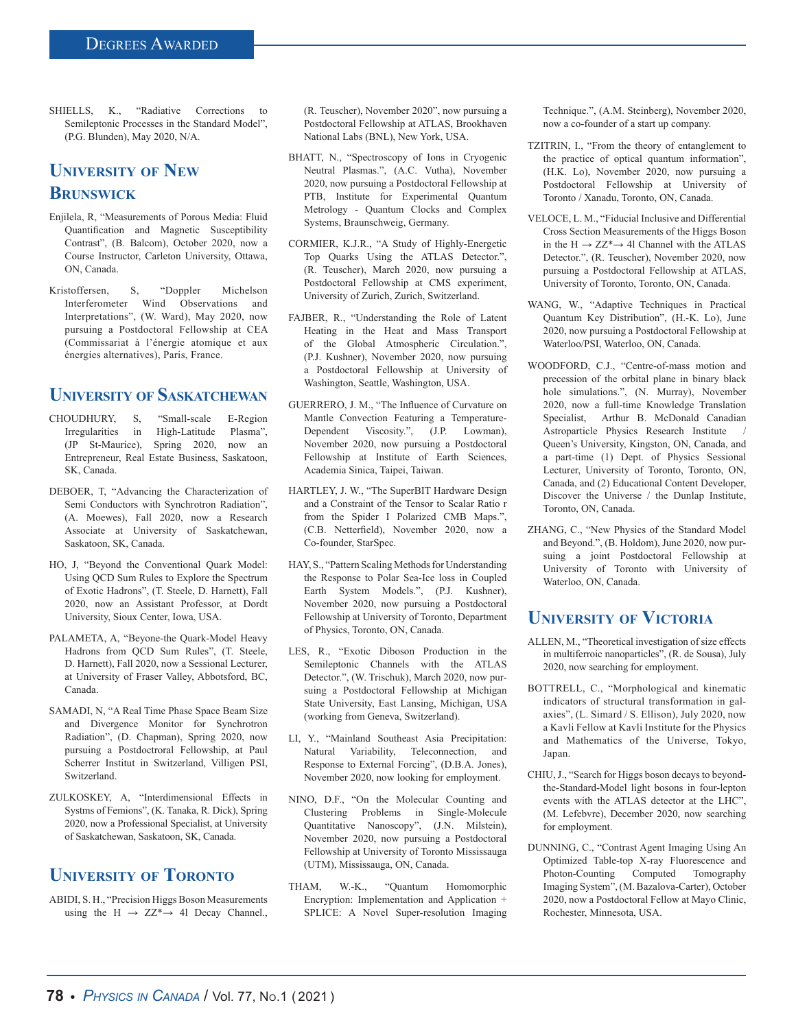SHIELLS, K., "Radiative Corrections to Semileptonic Processes in the Standard Model", (P.G. Blunden), May 2020, N/A.

## University of New Brunswick

Enjilela, R, "Measurements of Porous Media: Fluid Quantification and Magnetic Susceptibility Contrast", (B. Balcom), October 2020, now a Course Instructor, Carleton University, Ottawa, ON, Canada.

Kristoffersen, S, "Doppler Michelson Interferometer Wind Observations and Interpretations", (W. Ward), May 2020, now pursuing a Postdoctoral Fellowship at CEA (Commissariat à l'énergie atomique et aux énergies alternatives), Paris, France.

## University of Saskatchewan

CHOUDHURY, S, "Small-scale E-Region Irregularities in High-Latitude Plasma", (JP St-Maurice), Spring 2020, now an Entrepreneur, Real Estate Business, Saskatoon, SK, Canada.

DEBOER, T, "Advancing the Characterization of Semi Conductors with Synchrotron Radiation", (A. Moewes), Fall 2020, now a Research Associate at University of Saskatchewan, Saskatoon, SK, Canada.

HO, J, "Beyond the Conventional Quark Model: Using QCD Sum Rules to Explore the Spectrum of Exotic Hadrons", (T. Steele, D. Harnett), Fall 2020, now an Assistant Professor, at Dordt University, Sioux Center, Iowa, USA.

PALAMETA, A, "Beyone-the Quark-Model Heavy Hadrons from QCD Sum Rules", (T. Steele, D. Harnett), Fall 2020, now a Sessional Lecturer, at University of Fraser Valley, Abbotsford, BC, Canada.

SAMADI, N, "A Real Time Phase Space Beam Size and Divergence Monitor for Synchrotron Radiation", (D. Chapman), Spring 2020, now pursuing a Postdoctral Fellowship, at Paul Scherrer Institut in Switzerland, Villigen PSI, Switzerland.

ZULKOSKEY, A, "Interdimensional Effects in Systms of Femions", (K. Tanaka, R. Dick), Spring 2020, now a Professional Specialist, at University of Saskatchewan, Saskatoon, SK, Canada.

## University of Toronto

ABIDI, S. H., "Precision Higgs Boson Measurements using the H → ZZ*→ 4l Decay Channel., (R. Teuscher), November 2020", now pursuing a Postdoctoral Fellowship at ATLAS, Brookhaven National Labs (BNL), New York, USA.

BHATT, N., "Spectroscopy of Ions in Cryogenic Neutral Plasmas.", (A.C. Vutha), November 2020, now pursuing a Postdoctoral Fellowship at PTB, Institute for Experimental Quantum Metrology - Quantum Clocks and Complex Systems, Braunschweig, Germany.

CORMIER, K.J.R., "A Study of Highly-Energetic Top Quarks Using the ATLAS Detector.", (R. Teuscher), March 2020, now pursuing a Postdoctoral Fellowship at CMS experiment, University of Zurich, Zurich, Switzerland.

FAJBER, R., "Understanding the Role of Latent Heating in the Heat and Mass Transport of the Global Atmospheric Circulation.", (P.J. Kushner), November 2020, now pursuing a Postdoctoral Fellowship at University of Washington, Seattle, Washington, USA.

GUERRERO, J. M., "The Influence of Curvature on Mantle Convection Featuring a Temperature-Dependent Viscosity.", (J.P. Lowman), November 2020, now pursuing a Postdoctoral Fellowship at Institute of Earth Sciences, Academia Sinica, Taipei, Taiwan.

HARTLEY, J. W., "The SuperBIT Hardware Design and a Constraint of the Tensor to Scalar Ratio r from the Spider I Polarized CMB Maps.", (C.B. Netterfield), November 2020, now a Co-founder, StarSpec.

HAY, S., "Pattern Scaling Methods for Understanding the Response to Polar Sea-Ice loss in Coupled Earth System Models.", (P.J. Kushner), November 2020, now pursuing a Postdoctoral Fellowship at University of Toronto, Department of Physics, Toronto, ON, Canada.

LES, R., "Exotic Diboson Production in the Semileptonic Channels with the ATLAS Detector.", (W. Trischuk), March 2020, now pursuing a Postdoctoral Fellowship at Michigan State University, East Lansing, Michigan, USA (working from Geneva, Switzerland).

LI, Y., "Mainland Southeast Asia Precipitation: Natural Variability, Teleconnection, and Response to External Forcing", (D.B.A. Jones), November 2020, now looking for employment.

NINO, D.F., "On the Molecular Counting and Clustering Problems in Single-Molecule Quantitative Nanoscopy", (J.N. Milstein), November 2020, now pursuing a Postdoctoral Fellowship at University of Toronto Mississauga (UTM), Mississauga, ON, Canada.

THAM, W.-K., "Quantum Homomorphic Encryption: Implementation and Application + SPLICE: A Novel Super-resolution Imaging Technique.", (A.M. Steinberg), November 2020, now a co-founder of a start up company.

TZITRIN, I., "From the theory of entanglement to the practice of optical quantum information", (H.K. Lo), November 2020, now pursuing a Postdoctoral Fellowship at University of Toronto / Xanadu, Toronto, ON, Canada.

VELOCE, L. M., "Fiducial Inclusive and Differential Cross Section Measurements of the Higgs Boson in the H → ZZ*→ 4l Channel with the ATLAS Detector.", (R. Teuscher), November 2020, now pursuing a Postdoctoral Fellowship at ATLAS, University of Toronto, Toronto, ON, Canada.

WANG, W., "Adaptive Techniques in Practical Quantum Key Distribution", (H.-K. Lo), June 2020, now pursuing a Postdoctoral Fellowship at Waterloo/PSI, Waterloo, ON, Canada.

WOODFORD, C.J., "Centre-of-mass motion and precession of the orbital plane in binary black hole simulations.", (N. Murray), November 2020, now a full-time Knowledge Translation Specialist, Arthur B. McDonald Canadian Astroparticle Physics Research Institute / Queen's University, Kingston, ON, Canada, and a part-time (1) Dept. of Physics Sessional Lecturer, University of Toronto, Toronto, ON, Canada, and (2) Educational Content Developer, Discover the Universe / the Dunlap Institute, Toronto, ON, Canada.

ZHANG, C., "New Physics of the Standard Model and Beyond.", (B. Holdom), June 2020, now pursuing a joint Postdoctoral Fellowship at University of Toronto with University of Waterloo, ON, Canada.

## University of Victoria

ALLEN, M., "Theoretical investigation of size effects in multiferroic nanoparticles", (R. de Sousa), July 2020, now searching for employment.

BOTTRELL, C., "Morphological and kinematic indicators of structural transformation in galaxies", (L. Simard / S. Ellison), July 2020, now a Kavli Fellow at Kavli Institute for the Physics and Mathematics of the Universe, Tokyo, Japan.

CHIU, J., "Search for Higgs boson decays to beyond-the-Standard-Model light bosons in four-lepton events with the ATLAS detector at the LHC", (M. Lefebvre), December 2020, now searching for employment.

DUNNING, C., "Contrast Agent Imaging Using An Optimized Table-top X-ray Fluorescence and Photon-Counting Computed Tomography Imaging System", (M. Bazalova-Carter), October 2020, now a Postdoctoral Fellow at Mayo Clinic, Rochester, Minnesota, USA.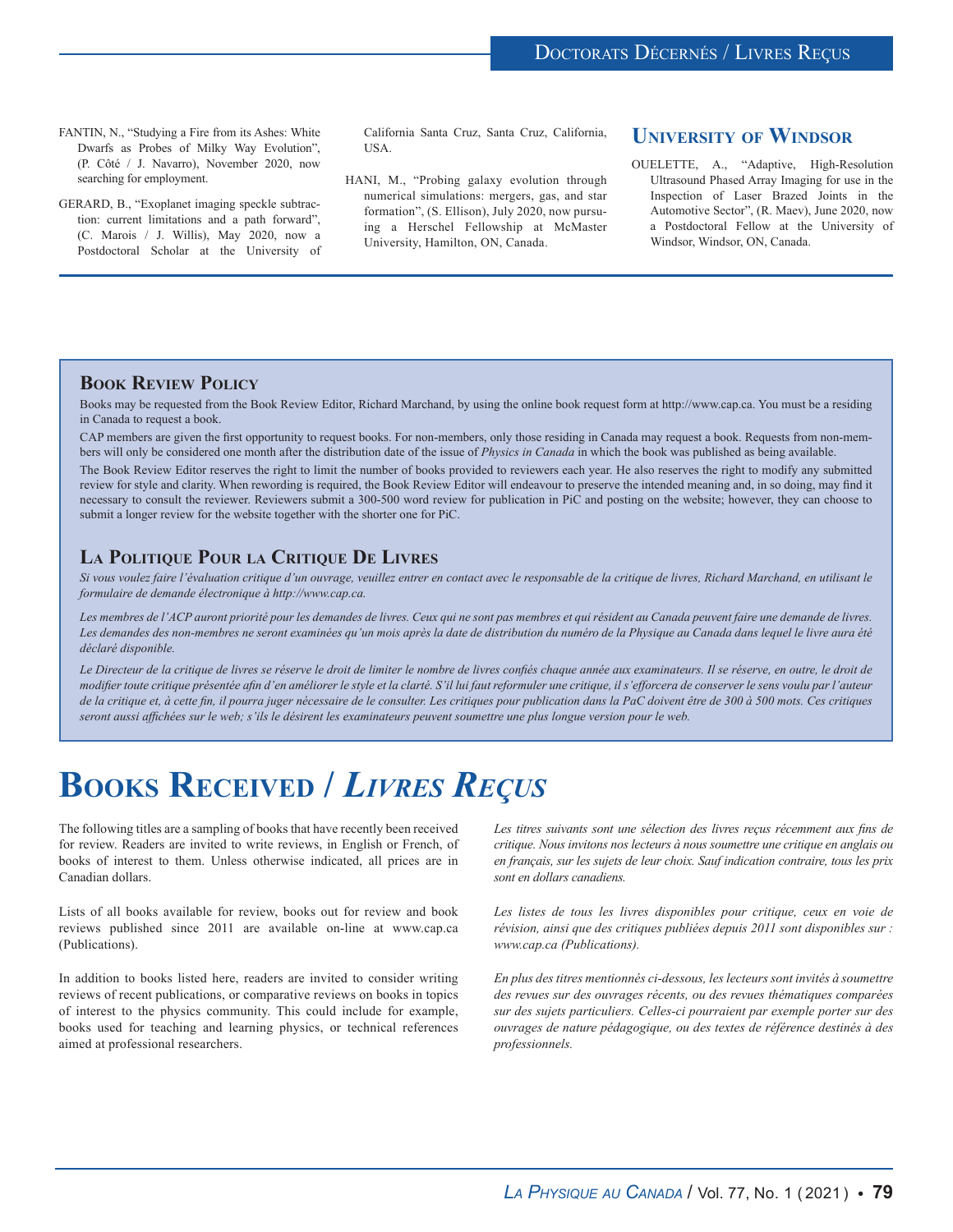FANTIN, N., “Studying a Fire from its Ashes: White Dwarfs as Probes of Milky Way Evolution”, (P. Côté / J. Navarro), November 2020, now searching for employment.

GERARD, B., “Exoplanet imaging speckle subtraction: current limitations and a path forward”, (C. Marois / J. Willis), May 2020, now a Postdoctoral Scholar at the University of California Santa Cruz, Santa Cruz, California, USA.

HANI, M., “Probing galaxy evolution through numerical simulations: mergers, gas, and star formation”, (S. Ellison), July 2020, now pursuing a Herschel Fellowship at McMaster University, Hamilton, ON, Canada.

## University of Windsor

OUELETTE, A., “Adaptive, High-Resolution Ultrasound Phased Array Imaging for use in the Inspection of Laser Brazed Joints in the Automotive Sector”, (R. Maev), June 2020, now a Postdoctoral Fellow at the University of Windsor, Windsor, ON, Canada.

### Book Review Policy

Books may be requested from the Book Review Editor, Richard Marchand, by using the online book request form at http://www.cap.ca. You must be a residing in Canada to request a book.

CAP members are given the first opportunity to request books. For non-members, only those residing in Canada may request a book. Requests from non-members will only be considered one month after the distribution date of the issue of *Physics in Canada* in which the book was published as being available.

The Book Review Editor reserves the right to limit the number of books provided to reviewers each year. He also reserves the right to modify any submitted review for style and clarity. When rewording is required, the Book Review Editor will endeavour to preserve the intended meaning and, in so doing, may find it necessary to consult the reviewer. Reviewers submit a 300-500 word review for publication in PiC and posting on the website; however, they can choose to submit a longer review for the website together with the shorter one for PiC.

### La Politique Pour la Critique De Livres

*Si vous voulez faire l’évaluation critique d’un ouvrage, veuillez entrer en contact avec le responsable de la critique de livres, Richard Marchand, en utilisant le formulaire de demande électronique à http://www.cap.ca.*

*Les membres de l’ACP auront priorité pour les demandes de livres. Ceux qui ne sont pas membres et qui résident au Canada peuvent faire une demande de livres. Les demandes des non-membres ne seront examinées qu’un mois après la date de distribution du numéro de la Physique au Canada dans lequel le livre aura été déclaré disponible.*

*Le Directeur de la critique de livres se réserve le droit de limiter le nombre de livres confiés chaque année aux examinateurs. Il se réserve, en outre, le droit de modifier toute critique présentée afin d’en améliorer le style et la clarté. S’il lui faut reformuler une critique, il s’efforcera de conserver le sens voulu par l’auteur de la critique et, à cette fin, il pourra juger nécessaire de le consulter. Les critiques pour publication dans la PaC doivent être de 300 à 500 mots. Ces critiques seront aussi affichées sur le web; s’ils le désirent les examinateurs peuvent soumettre une plus longue version pour le web.*

# Books Received / *Livres Reçus*

The following titles are a sampling of books that have recently been received for review. Readers are invited to write reviews, in English or French, of books of interest to them. Unless otherwise indicated, all prices are in Canadian dollars.

Lists of all books available for review, books out for review and book reviews published since 2011 are available on-line at www.cap.ca (Publications).

In addition to books listed here, readers are invited to consider writing reviews of recent publications, or comparative reviews on books in topics of interest to the physics community. This could include for example, books used for teaching and learning physics, or technical references aimed at professional researchers.

*Les titres suivants sont une sélection des livres reçus récemment aux fins de critique. Nous invitons nos lecteurs à nous soumettre une critique en anglais ou en français, sur les sujets de leur choix. Sauf indication contraire, tous les prix sont en dollars canadiens.*

*Les listes de tous les livres disponibles pour critique, ceux en voie de révision, ainsi que des critiques publiées depuis 2011 sont disponibles sur : www.cap.ca (Publications).*

*En plus des titres mentionnés ci-dessous, les lecteurs sont invités à soumettre des revues sur des ouvrages récents, ou des revues thématiques comparées sur des sujets particuliers. Celles-ci pourraient par exemple porter sur des ouvrages de nature pédagogique, ou des textes de référence destinés à des professionnels.*